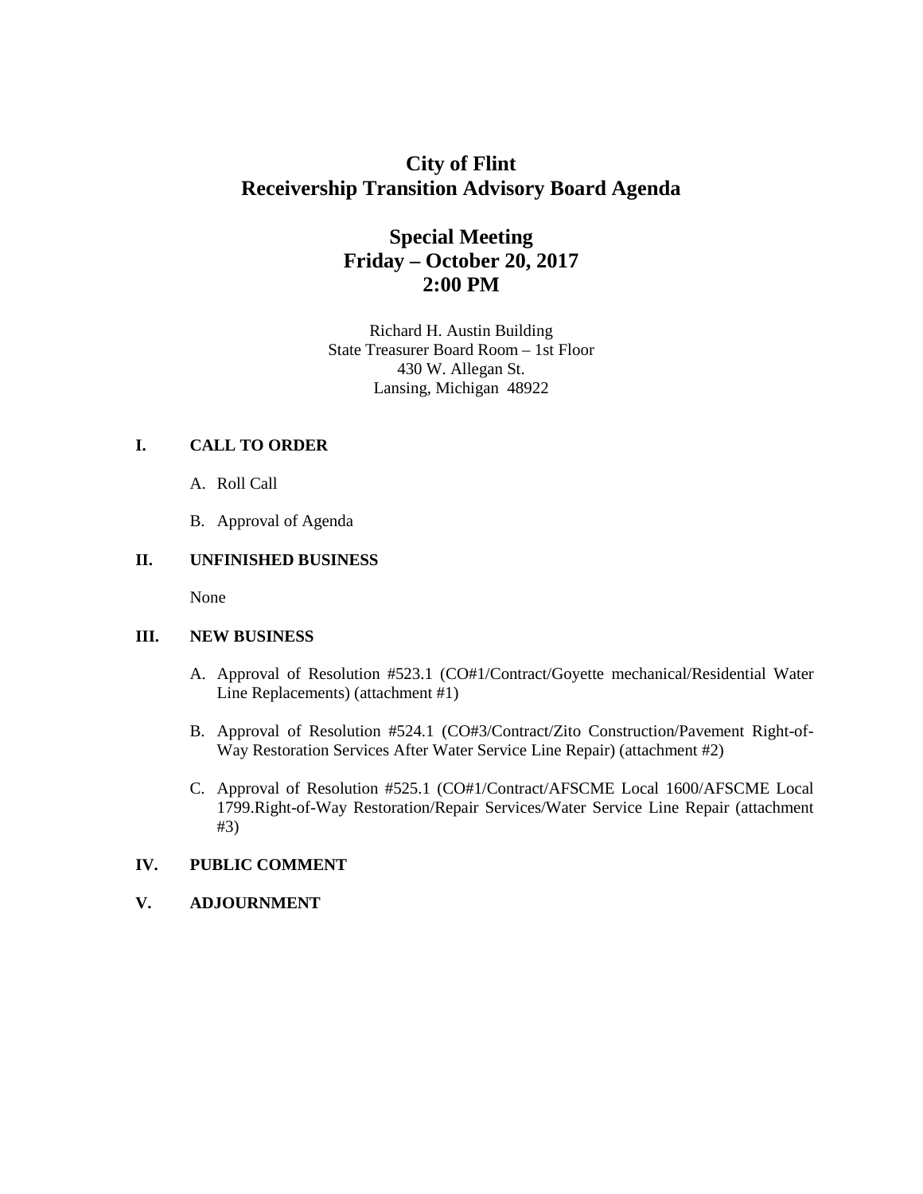# City of Flint
# Receivership Transition Advisory Board Agenda

## Special Meeting
## Friday – October 20, 2017
## 2:00 PM

Richard H. Austin Building
State Treasurer Board Room – 1st Floor
430 W. Allegan St.
Lansing, Michigan 48922

**I. CALL TO ORDER**

A. Roll Call

B. Approval of Agenda

**II. UNFINISHED BUSINESS**

None

**III. NEW BUSINESS**

A. Approval of Resolution #523.1 (CO#1/Contract/Goyette mechanical/Residential Water Line Replacements) (attachment #1)

B. Approval of Resolution #524.1 (CO#3/Contract/Zito Construction/Pavement Right-of-Way Restoration Services After Water Service Line Repair) (attachment #2)

C. Approval of Resolution #525.1 (CO#1/Contract/AFSCME Local 1600/AFSCME Local 1799.Right-of-Way Restoration/Repair Services/Water Service Line Repair (attachment #3)

**IV. PUBLIC COMMENT**

**V. ADJOURNMENT**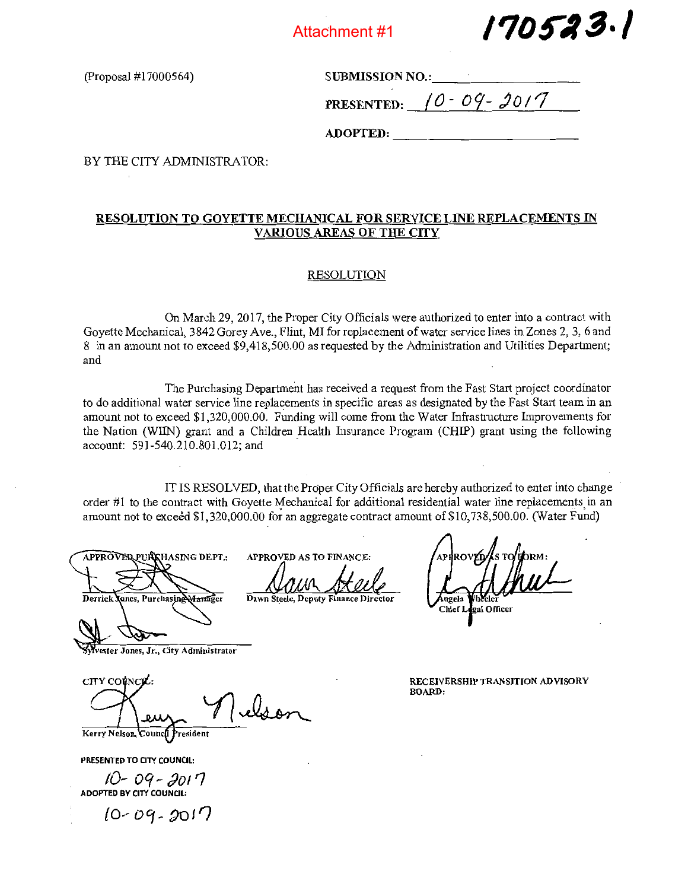Attachment #1

**170523.1**

(Proposal #17000564)

SUBMISSION NO.: \_\_\_\_\_\_\_\_\_\_\_\_\_\_\_\_

PRESENTED: 10-09-2017

ADOPTED: \_\_\_\_\_\_\_\_\_\_\_\_\_\_\_\_

BY THE CITY ADMINISTRATOR:

## RESOLUTION TO GOYETTE MECHANICAL FOR SERVICE LINE REPLACEMENTS IN VARIOUS AREAS OF THE CITY

### RESOLUTION

On March 29, 2017, the Proper City Officials were authorized to enter into a contract with Goyette Mechanical, 3842 Gorey Ave., Flint, MI for replacement of water service lines in Zones 2, 3, 6 and 8 in an amount not to exceed $9,418,500.00 as requested by the Administration and Utilities Department; and

The Purchasing Department has received a request from the Fast Start project coordinator to do additional water service line replacements in specific areas as designated by the Fast Start team in an amount not to exceed $1,320,000.00. Funding will come from the Water Infrastructure Improvements for the Nation (WIIN) grant and a Children Health Insurance Program (CHIP) grant using the following account: 591-540.210.801.012; and

IT IS RESOLVED, that the Proper City Officials are hereby authorized to enter into change order #1 to the contract with Goyette Mechanical for additional residential water line replacements in an amount not to exceed $1,320,000.00 for an aggregate contract amount of $10,738,500.00. (Water Fund)

APPROVED PURCHASING DEPT.:

Derrick Jones, Purchasing Manager

Sylvester Jones, Jr., City Administrator

APPROVED AS TO FINANCE:

Dawn Steele, Deputy Finance Director

APPROVED AS TO FORM:

Angela Wheeler
Chief Legal Officer

CITY COUNCIL:

Kerry Nelson, Council President

RECEIVERSHIP TRANSITION ADVISORY BOARD:

**PRESENTED TO CITY COUNCIL:**

10-09-2017

**ADOPTED BY CITY COUNCIL:**

10-09-2017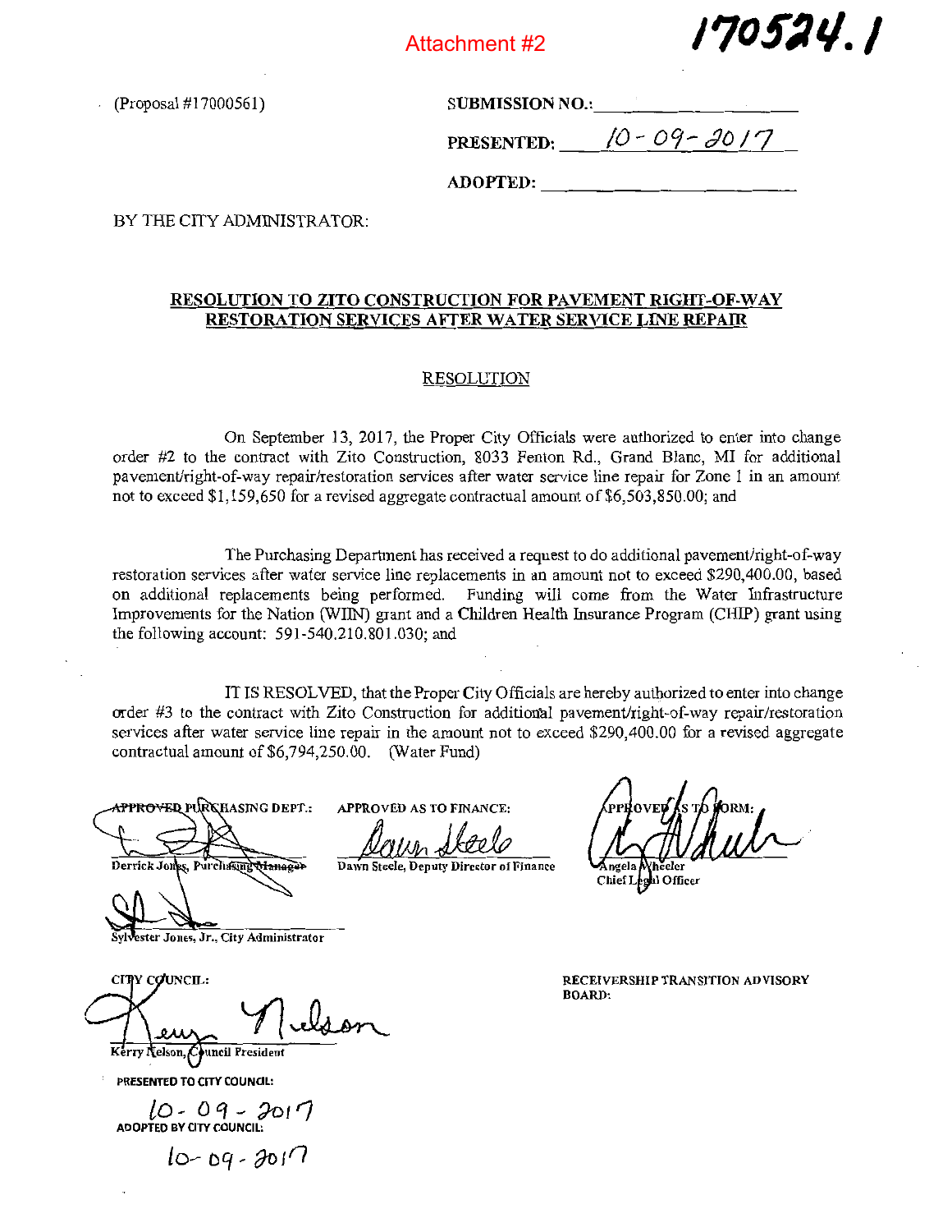Attachment #2

**170524.1**

(Proposal #17000561)

**SUBMISSION NO.:** ____________________

**PRESENTED:** 10-09-2017

**ADOPTED:** ____________________

BY THE CITY ADMINISTRATOR:

## RESOLUTION TO ZITO CONSTRUCTION FOR PAVEMENT RIGHT-OF-WAY RESTORATION SERVICES AFTER WATER SERVICE LINE REPAIR

### RESOLUTION

On September 13, 2017, the Proper City Officials were authorized to enter into change order #2 to the contract with Zito Construction, 8033 Fenton Rd., Grand Blanc, MI for additional pavement/right-of-way repair/restoration services after water service line repair for Zone 1 in an amount not to exceed $1,159,650 for a revised aggregate contractual amount of $6,503,850.00; and

The Purchasing Department has received a request to do additional pavement/right-of-way restoration services after water service line replacements in an amount not to exceed $290,400.00, based on additional replacements being performed. Funding will come from the Water Infrastructure Improvements for the Nation (WIIN) grant and a Children Health Insurance Program (CHIP) grant using the following account: 591-540.210.801.030; and

IT IS RESOLVED, that the Proper City Officials are hereby authorized to enter into change order #3 to the contract with Zito Construction for additional pavement/right-of-way repair/restoration services after water service line repair in the amount not to exceed $290,400.00 for a revised aggregate contractual amount of $6,794,250.00. (Water Fund)

APPROVED PURCHASING DEPT.:
Derrick Jones, Purchasing Manager

APPROVED AS TO FINANCE:
Dawn Steele, Deputy Director of Finance

APPROVED AS TO FORM:
Angela Wheeler
Chief Legal Officer

Sylvester Jones, Jr., City Administrator

CITY COUNCIL:
Kerry Nelson, Council President

RECEIVERSHIP TRANSITION ADVISORY BOARD:

PRESENTED TO CITY COUNCIL:
10-09-2017

ADOPTED BY CITY COUNCIL:
10-09-2017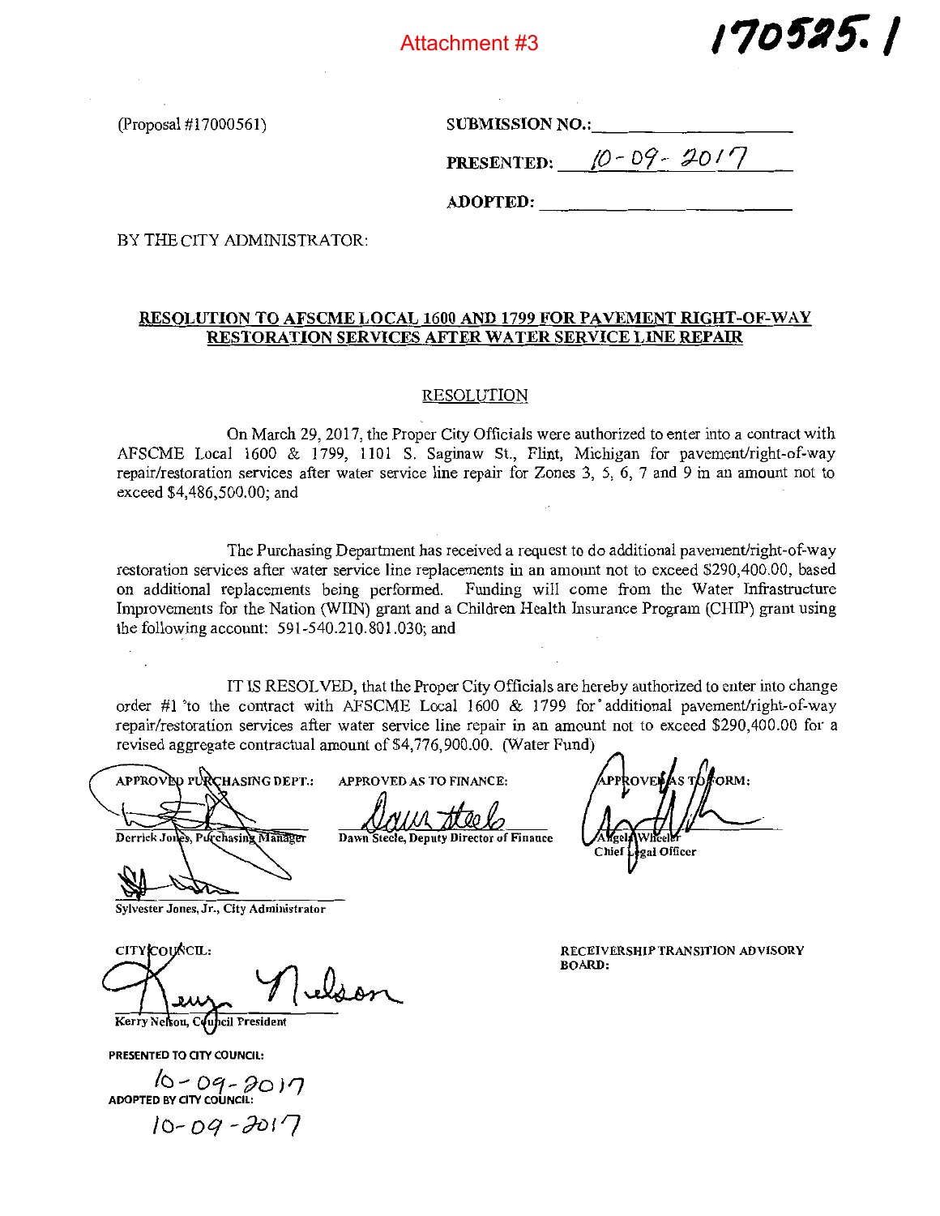Attachment #3

**170525.1**

(Proposal #17000561)

**SUBMISSION NO.:** ____________________

**PRESENTED:** 10-09-2017

**ADOPTED:** ____________________

BY THE CITY ADMINISTRATOR:

**RESOLUTION TO AFSCME LOCAL 1600 AND 1799 FOR PAVEMENT RIGHT-OF-WAY RESTORATION SERVICES AFTER WATER SERVICE LINE REPAIR**

RESOLUTION

On March 29, 2017, the Proper City Officials were authorized to enter into a contract with AFSCME Local 1600 & 1799, 1101 S. Saginaw St., Flint, Michigan for pavement/right-of-way repair/restoration services after water service line repair for Zones 3, 5, 6, 7 and 9 in an amount not to exceed $4,486,500.00; and

The Purchasing Department has received a request to do additional pavement/right-of-way restoration services after water service line replacements in an amount not to exceed $290,400.00, based on additional replacements being performed. Funding will come from the Water Infrastructure Improvements for the Nation (WIIN) grant and a Children Health Insurance Program (CHIP) grant using the following account: 591-540.210.801.030; and

IT IS RESOLVED, that the Proper City Officials are hereby authorized to enter into change order #1 to the contract with AFSCME Local 1600 & 1799 for additional pavement/right-of-way repair/restoration services after water service line repair in an amount not to exceed $290,400.00 for a revised aggregate contractual amount of $4,776,900.00. (Water Fund)

**APPROVED PURCHASING DEPT.:**

Derrick Jones, Purchasing Manager

**APPROVED AS TO FINANCE:**

Dawn Steele, Deputy Director of Finance

**APPROVED AS TO FORM:**

Angela Wheeler
Chief Legal Officer

Sylvester Jones, Jr., City Administrator

**CITY COUNCIL:**

Kerry Nelson, Council President

**RECEIVERSHIP TRANSITION ADVISORY BOARD:**

**PRESENTED TO CITY COUNCIL:**
10-09-2017

**ADOPTED BY CITY COUNCIL:**
10-09-2017